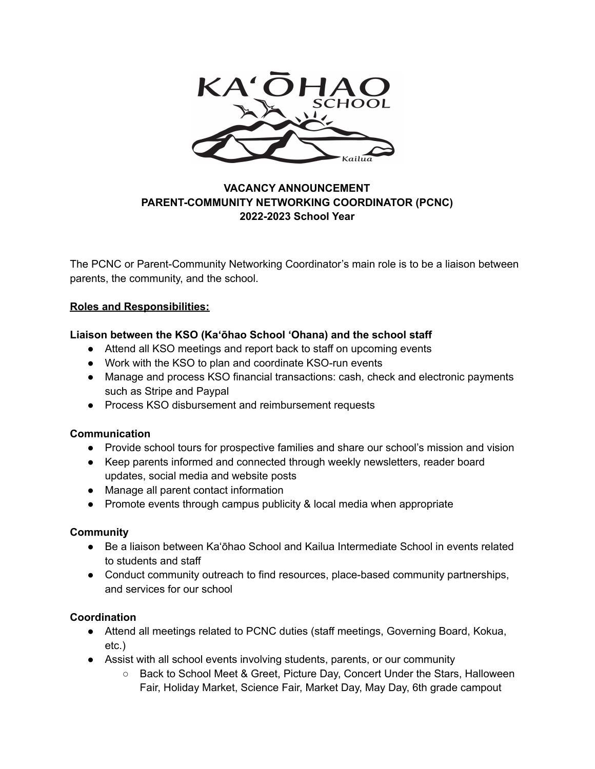# VACANCY ANNOUNCEMENT
# PARENT-COMMUNITY NETWORKING COORDINATOR (PCNC)
## 2022-2023 School Year

The PCNC or Parent-Community Networking Coordinator's main role is to be a liaison between parents, the community, and the school.

**Roles and Responsibilities:**

**Liaison between the KSO (Kaʻōhao School ʻOhana) and the school staff**

- Attend all KSO meetings and report back to staff on upcoming events
- Work with the KSO to plan and coordinate KSO-run events
- Manage and process KSO financial transactions: cash, check and electronic payments such as Stripe and Paypal
- Process KSO disbursement and reimbursement requests

**Communication**

- Provide school tours for prospective families and share our school's mission and vision
- Keep parents informed and connected through weekly newsletters, reader board updates, social media and website posts
- Manage all parent contact information
- Promote events through campus publicity & local media when appropriate

**Community**

- Be a liaison between Kaʻōhao School and Kailua Intermediate School in events related to students and staff
- Conduct community outreach to find resources, place-based community partnerships, and services for our school

**Coordination**

- Attend all meetings related to PCNC duties (staff meetings, Governing Board, Kokua, etc.)
- Assist with all school events involving students, parents, or our community
  - Back to School Meet & Greet, Picture Day, Concert Under the Stars, Halloween Fair, Holiday Market, Science Fair, Market Day, May Day, 6th grade campout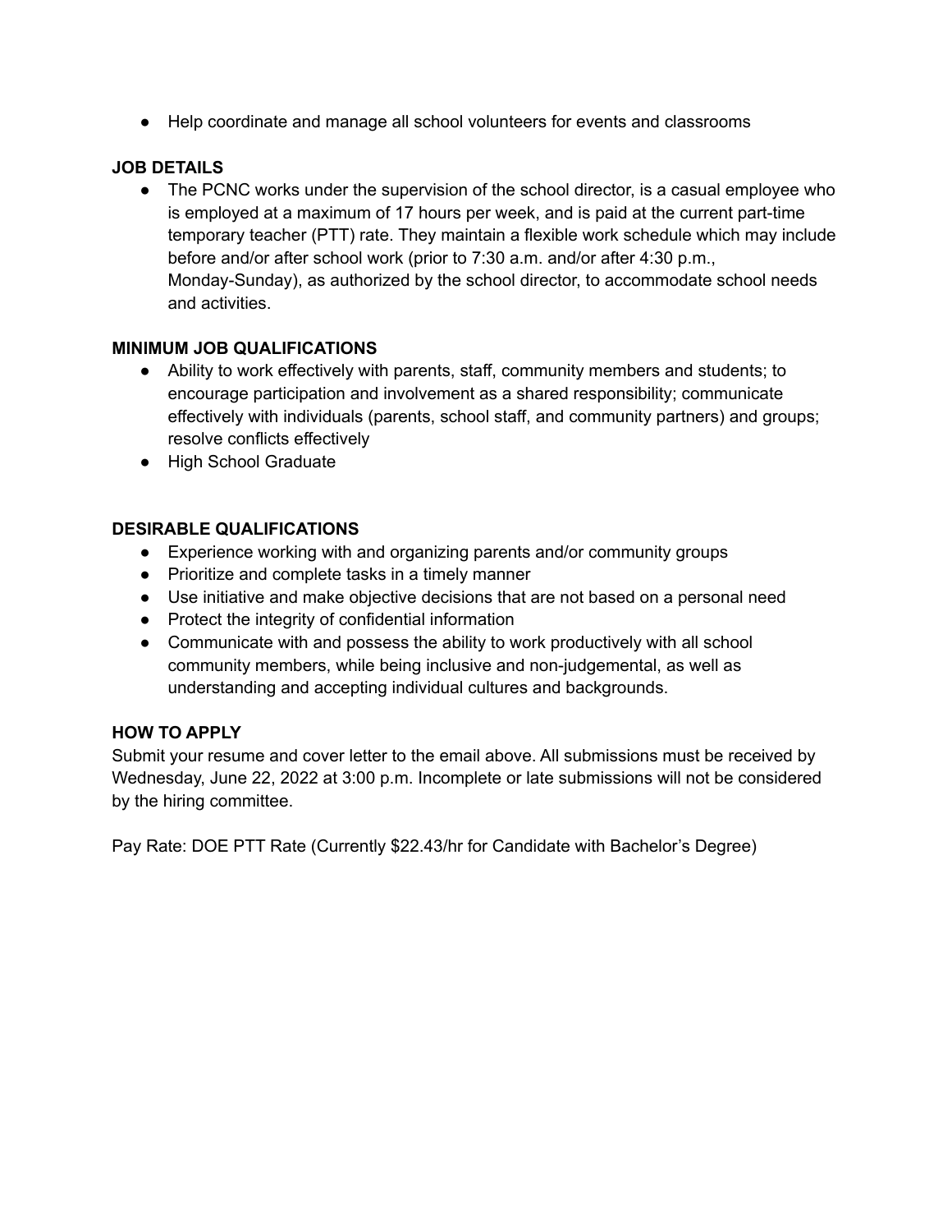- Help coordinate and manage all school volunteers for events and classrooms

**JOB DETAILS**

- The PCNC works under the supervision of the school director, is a casual employee who is employed at a maximum of 17 hours per week, and is paid at the current part-time temporary teacher (PTT) rate. They maintain a flexible work schedule which may include before and/or after school work (prior to 7:30 a.m. and/or after 4:30 p.m., Monday-Sunday), as authorized by the school director, to accommodate school needs and activities.

**MINIMUM JOB QUALIFICATIONS**

- Ability to work effectively with parents, staff, community members and students; to encourage participation and involvement as a shared responsibility; communicate effectively with individuals (parents, school staff, and community partners) and groups; resolve conflicts effectively
- High School Graduate

**DESIRABLE QUALIFICATIONS**

- Experience working with and organizing parents and/or community groups
- Prioritize and complete tasks in a timely manner
- Use initiative and make objective decisions that are not based on a personal need
- Protect the integrity of confidential information
- Communicate with and possess the ability to work productively with all school community members, while being inclusive and non-judgemental, as well as understanding and accepting individual cultures and backgrounds.

**HOW TO APPLY**

Submit your resume and cover letter to the email above. All submissions must be received by Wednesday, June 22, 2022 at 3:00 p.m. Incomplete or late submissions will not be considered by the hiring committee.

Pay Rate: DOE PTT Rate (Currently $22.43/hr for Candidate with Bachelor’s Degree)